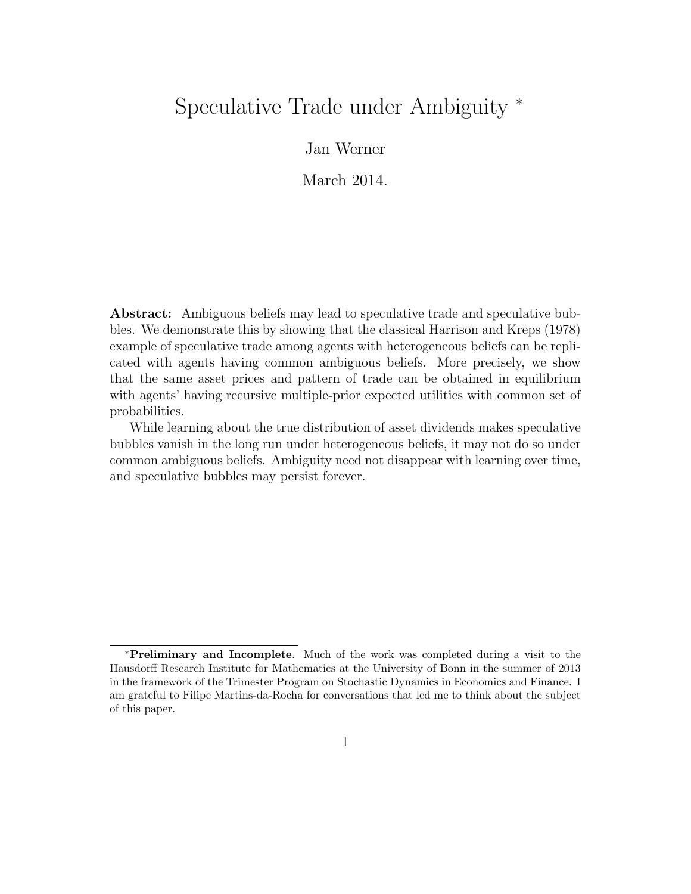# Speculative Trade under Ambiguity [*]

Jan Werner

March 2014.

**Abstract:** Ambiguous beliefs may lead to speculative trade and speculative bubbles. We demonstrate this by showing that the classical Harrison and Kreps (1978) example of speculative trade among agents with heterogeneous beliefs can be replicated with agents having common ambiguous beliefs. More precisely, we show that the same asset prices and pattern of trade can be obtained in equilibrium with agents' having recursive multiple-prior expected utilities with common set of probabilities.

While learning about the true distribution of asset dividends makes speculative bubbles vanish in the long run under heterogeneous beliefs, it may not do so under common ambiguous beliefs. Ambiguity need not disappear with learning over time, and speculative bubbles may persist forever.

[*] **Preliminary and Incomplete**. Much of the work was completed during a visit to the Hausdorff Research Institute for Mathematics at the University of Bonn in the summer of 2013 in the framework of the Trimester Program on Stochastic Dynamics in Economics and Finance. I am grateful to Filipe Martins-da-Rocha for conversations that led me to think about the subject of this paper.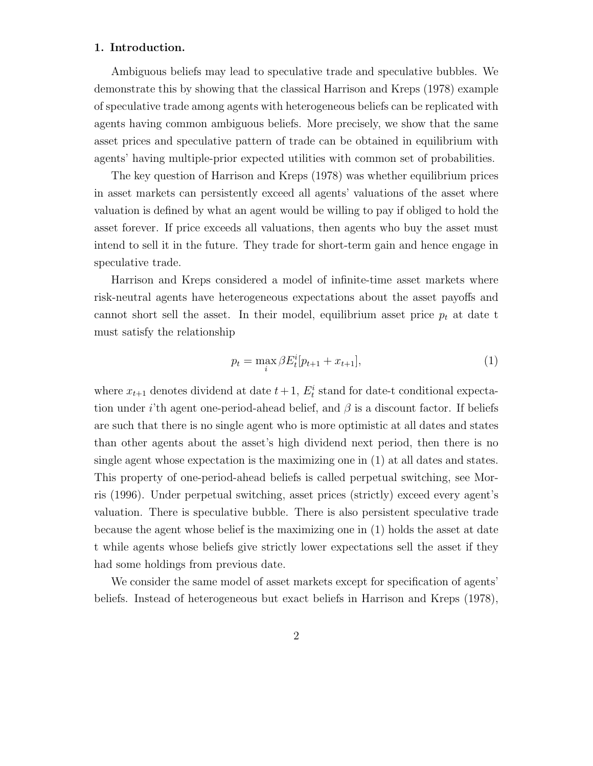## 1. Introduction.

Ambiguous beliefs may lead to speculative trade and speculative bubbles. We demonstrate this by showing that the classical Harrison and Kreps (1978) example of speculative trade among agents with heterogeneous beliefs can be replicated with agents having common ambiguous beliefs. More precisely, we show that the same asset prices and speculative pattern of trade can be obtained in equilibrium with agents' having multiple-prior expected utilities with common set of probabilities.

The key question of Harrison and Kreps (1978) was whether equilibrium prices in asset markets can persistently exceed all agents' valuations of the asset where valuation is defined by what an agent would be willing to pay if obliged to hold the asset forever. If price exceeds all valuations, then agents who buy the asset must intend to sell it in the future. They trade for short-term gain and hence engage in speculative trade.

Harrison and Kreps considered a model of infinite-time asset markets where risk-neutral agents have heterogeneous expectations about the asset payoffs and cannot short sell the asset. In their model, equilibrium asset price $p_t$ at date t must satisfy the relationship

$$p_t = \max_i \beta E_t^i [p_{t+1} + x_{t+1}], \tag{1}$$

where $x_{t+1}$ denotes dividend at date $t+1$, $E_t^i$ stand for date-t conditional expectation under $i$'th agent one-period-ahead belief, and $\beta$ is a discount factor. If beliefs are such that there is no single agent who is more optimistic at all dates and states than other agents about the asset's high dividend next period, then there is no single agent whose expectation is the maximizing one in (1) at all dates and states. This property of one-period-ahead beliefs is called perpetual switching, see Morris (1996). Under perpetual switching, asset prices (strictly) exceed every agent's valuation. There is speculative bubble. There is also persistent speculative trade because the agent whose belief is the maximizing one in (1) holds the asset at date t while agents whose beliefs give strictly lower expectations sell the asset if they had some holdings from previous date.

We consider the same model of asset markets except for specification of agents' beliefs. Instead of heterogeneous but exact beliefs in Harrison and Kreps (1978),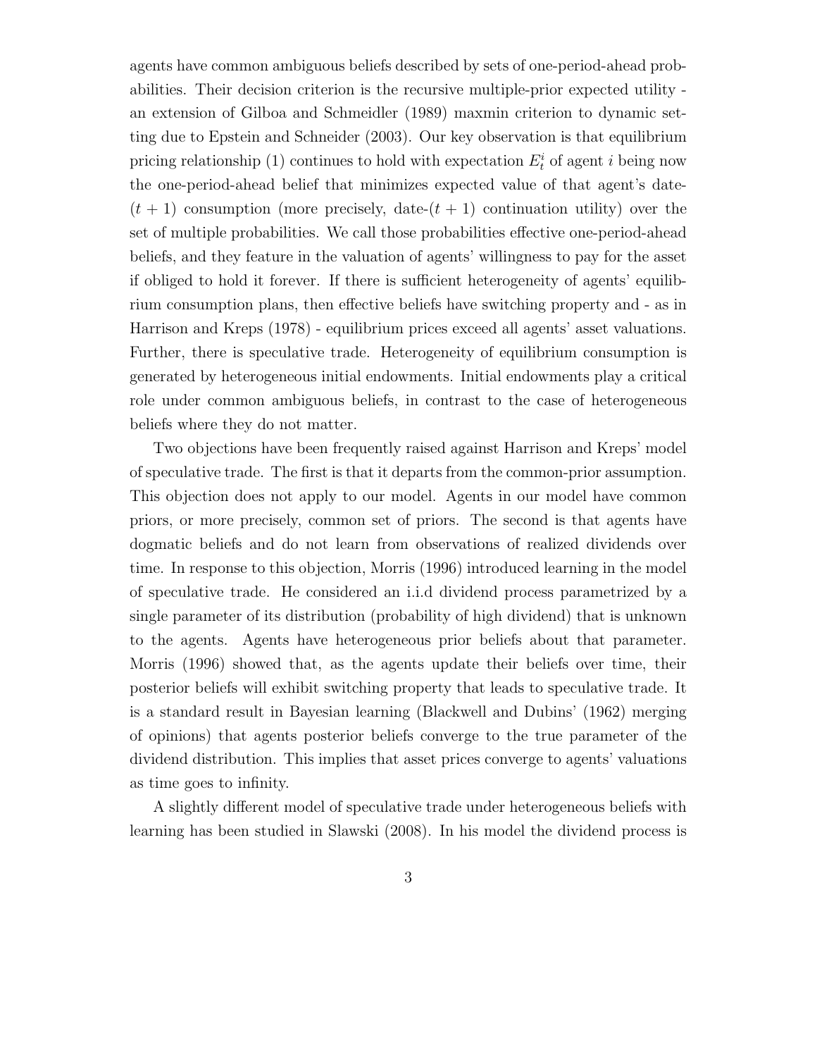agents have common ambiguous beliefs described by sets of one-period-ahead probabilities. Their decision criterion is the recursive multiple-prior expected utility - an extension of Gilboa and Schmeidler (1989) maxmin criterion to dynamic setting due to Epstein and Schneider (2003). Our key observation is that equilibrium pricing relationship (1) continues to hold with expectation $E_t^i$ of agent $i$ being now the one-period-ahead belief that minimizes expected value of that agent's date-$(t+1)$ consumption (more precisely, date-$(t+1)$ continuation utility) over the set of multiple probabilities. We call those probabilities effective one-period-ahead beliefs, and they feature in the valuation of agents' willingness to pay for the asset if obliged to hold it forever. If there is sufficient heterogeneity of agents' equilibrium consumption plans, then effective beliefs have switching property and - as in Harrison and Kreps (1978) - equilibrium prices exceed all agents' asset valuations. Further, there is speculative trade. Heterogeneity of equilibrium consumption is generated by heterogeneous initial endowments. Initial endowments play a critical role under common ambiguous beliefs, in contrast to the case of heterogeneous beliefs where they do not matter.

Two objections have been frequently raised against Harrison and Kreps' model of speculative trade. The first is that it departs from the common-prior assumption. This objection does not apply to our model. Agents in our model have common priors, or more precisely, common set of priors. The second is that agents have dogmatic beliefs and do not learn from observations of realized dividends over time. In response to this objection, Morris (1996) introduced learning in the model of speculative trade. He considered an i.i.d dividend process parametrized by a single parameter of its distribution (probability of high dividend) that is unknown to the agents. Agents have heterogeneous prior beliefs about that parameter. Morris (1996) showed that, as the agents update their beliefs over time, their posterior beliefs will exhibit switching property that leads to speculative trade. It is a standard result in Bayesian learning (Blackwell and Dubins' (1962) merging of opinions) that agents posterior beliefs converge to the true parameter of the dividend distribution. This implies that asset prices converge to agents' valuations as time goes to infinity.

A slightly different model of speculative trade under heterogeneous beliefs with learning has been studied in Slawski (2008). In his model the dividend process is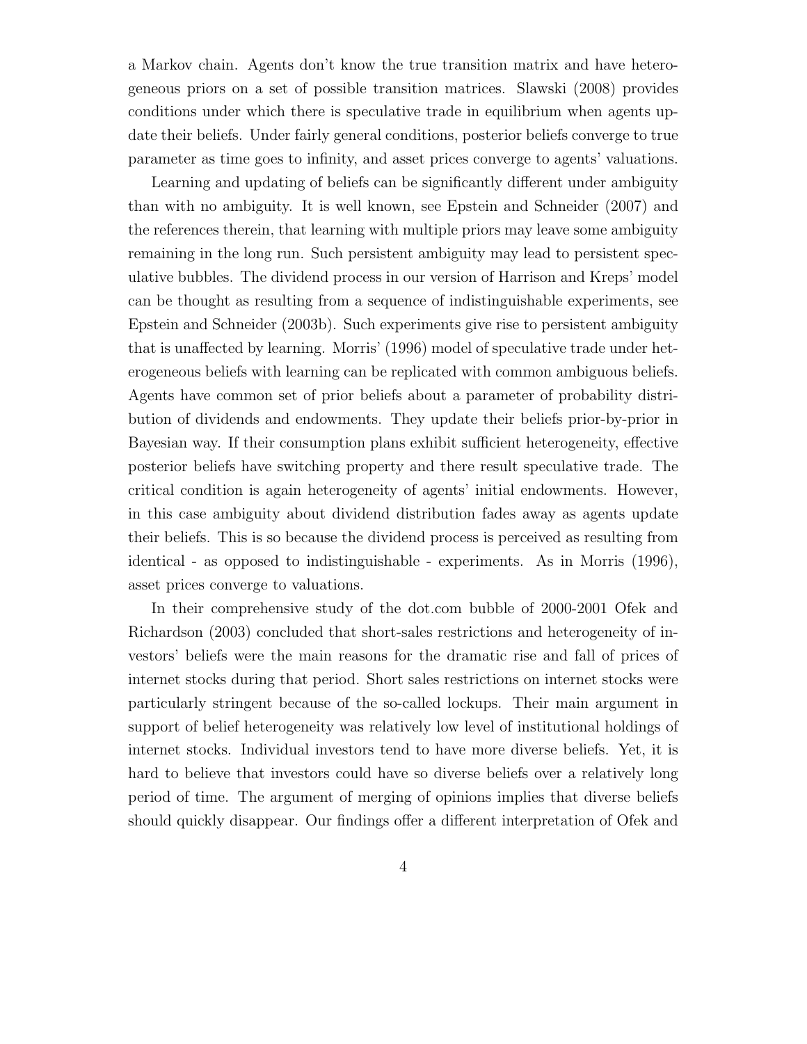a Markov chain. Agents don't know the true transition matrix and have heterogeneous priors on a set of possible transition matrices. Slawski (2008) provides conditions under which there is speculative trade in equilibrium when agents update their beliefs. Under fairly general conditions, posterior beliefs converge to true parameter as time goes to infinity, and asset prices converge to agents' valuations.

Learning and updating of beliefs can be significantly different under ambiguity than with no ambiguity. It is well known, see Epstein and Schneider (2007) and the references therein, that learning with multiple priors may leave some ambiguity remaining in the long run. Such persistent ambiguity may lead to persistent speculative bubbles. The dividend process in our version of Harrison and Kreps' model can be thought as resulting from a sequence of indistinguishable experiments, see Epstein and Schneider (2003b). Such experiments give rise to persistent ambiguity that is unaffected by learning. Morris' (1996) model of speculative trade under heterogeneous beliefs with learning can be replicated with common ambiguous beliefs. Agents have common set of prior beliefs about a parameter of probability distribution of dividends and endowments. They update their beliefs prior-by-prior in Bayesian way. If their consumption plans exhibit sufficient heterogeneity, effective posterior beliefs have switching property and there result speculative trade. The critical condition is again heterogeneity of agents' initial endowments. However, in this case ambiguity about dividend distribution fades away as agents update their beliefs. This is so because the dividend process is perceived as resulting from identical - as opposed to indistinguishable - experiments. As in Morris (1996), asset prices converge to valuations.

In their comprehensive study of the dot.com bubble of 2000-2001 Ofek and Richardson (2003) concluded that short-sales restrictions and heterogeneity of investors' beliefs were the main reasons for the dramatic rise and fall of prices of internet stocks during that period. Short sales restrictions on internet stocks were particularly stringent because of the so-called lockups. Their main argument in support of belief heterogeneity was relatively low level of institutional holdings of internet stocks. Individual investors tend to have more diverse beliefs. Yet, it is hard to believe that investors could have so diverse beliefs over a relatively long period of time. The argument of merging of opinions implies that diverse beliefs should quickly disappear. Our findings offer a different interpretation of Ofek and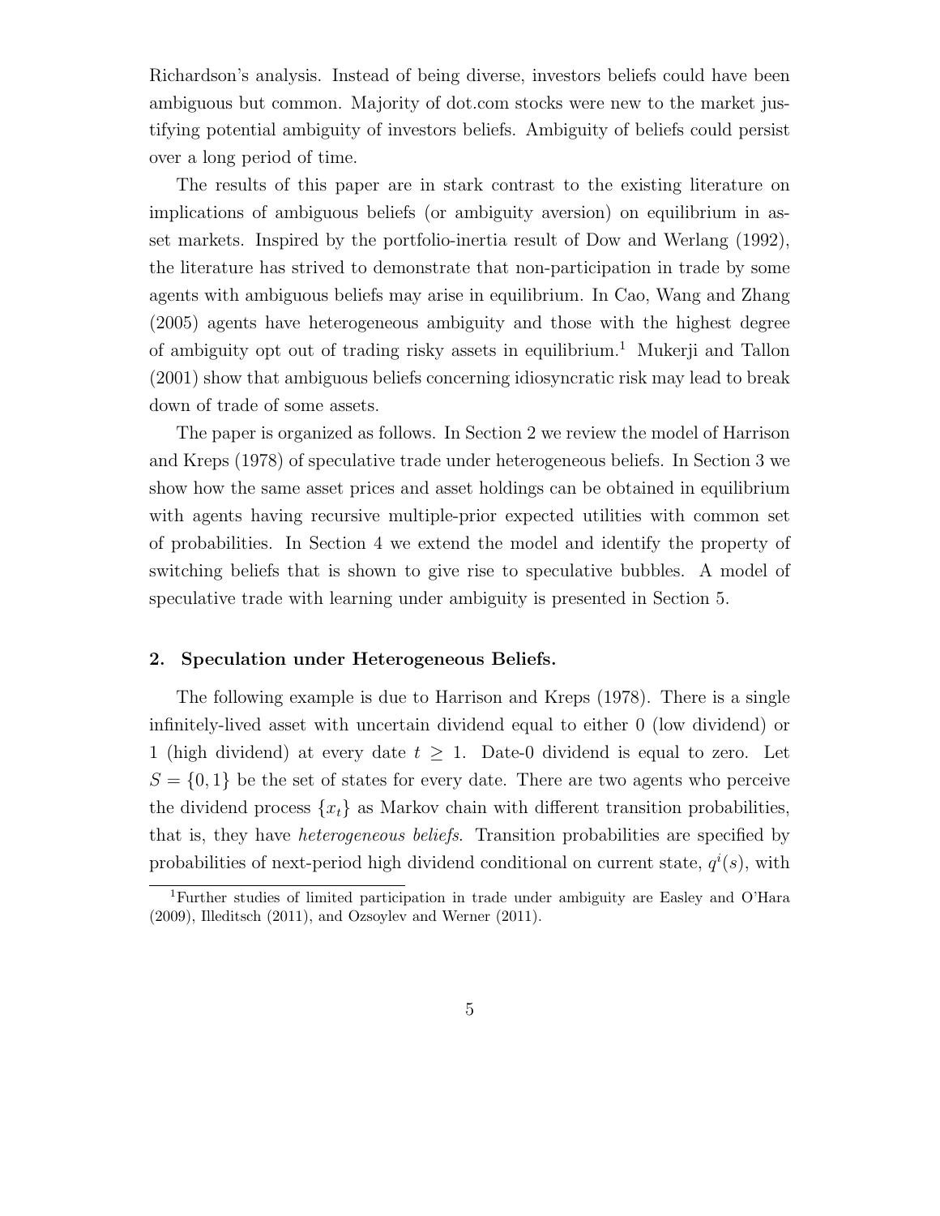Richardson's analysis. Instead of being diverse, investors beliefs could have been ambiguous but common. Majority of dot.com stocks were new to the market justifying potential ambiguity of investors beliefs. Ambiguity of beliefs could persist over a long period of time.

The results of this paper are in stark contrast to the existing literature on implications of ambiguous beliefs (or ambiguity aversion) on equilibrium in asset markets. Inspired by the portfolio-inertia result of Dow and Werlang (1992), the literature has strived to demonstrate that non-participation in trade by some agents with ambiguous beliefs may arise in equilibrium. In Cao, Wang and Zhang (2005) agents have heterogeneous ambiguity and those with the highest degree of ambiguity opt out of trading risky assets in equilibrium.[1] Mukerji and Tallon (2001) show that ambiguous beliefs concerning idiosyncratic risk may lead to break down of trade of some assets.

The paper is organized as follows. In Section 2 we review the model of Harrison and Kreps (1978) of speculative trade under heterogeneous beliefs. In Section 3 we show how the same asset prices and asset holdings can be obtained in equilibrium with agents having recursive multiple-prior expected utilities with common set of probabilities. In Section 4 we extend the model and identify the property of switching beliefs that is shown to give rise to speculative bubbles. A model of speculative trade with learning under ambiguity is presented in Section 5.

## 2. Speculation under Heterogeneous Beliefs.

The following example is due to Harrison and Kreps (1978). There is a single infinitely-lived asset with uncertain dividend equal to either 0 (low dividend) or 1 (high dividend) at every date $t \geq 1$. Date-0 dividend is equal to zero. Let $S = \{0, 1\}$ be the set of states for every date. There are two agents who perceive the dividend process $\{x_t\}$ as Markov chain with different transition probabilities, that is, they have *heterogeneous beliefs*. Transition probabilities are specified by probabilities of next-period high dividend conditional on current state, $q^i(s)$, with

[1] Further studies of limited participation in trade under ambiguity are Easley and O'Hara (2009), Illeditsch (2011), and Ozsoylev and Werner (2011).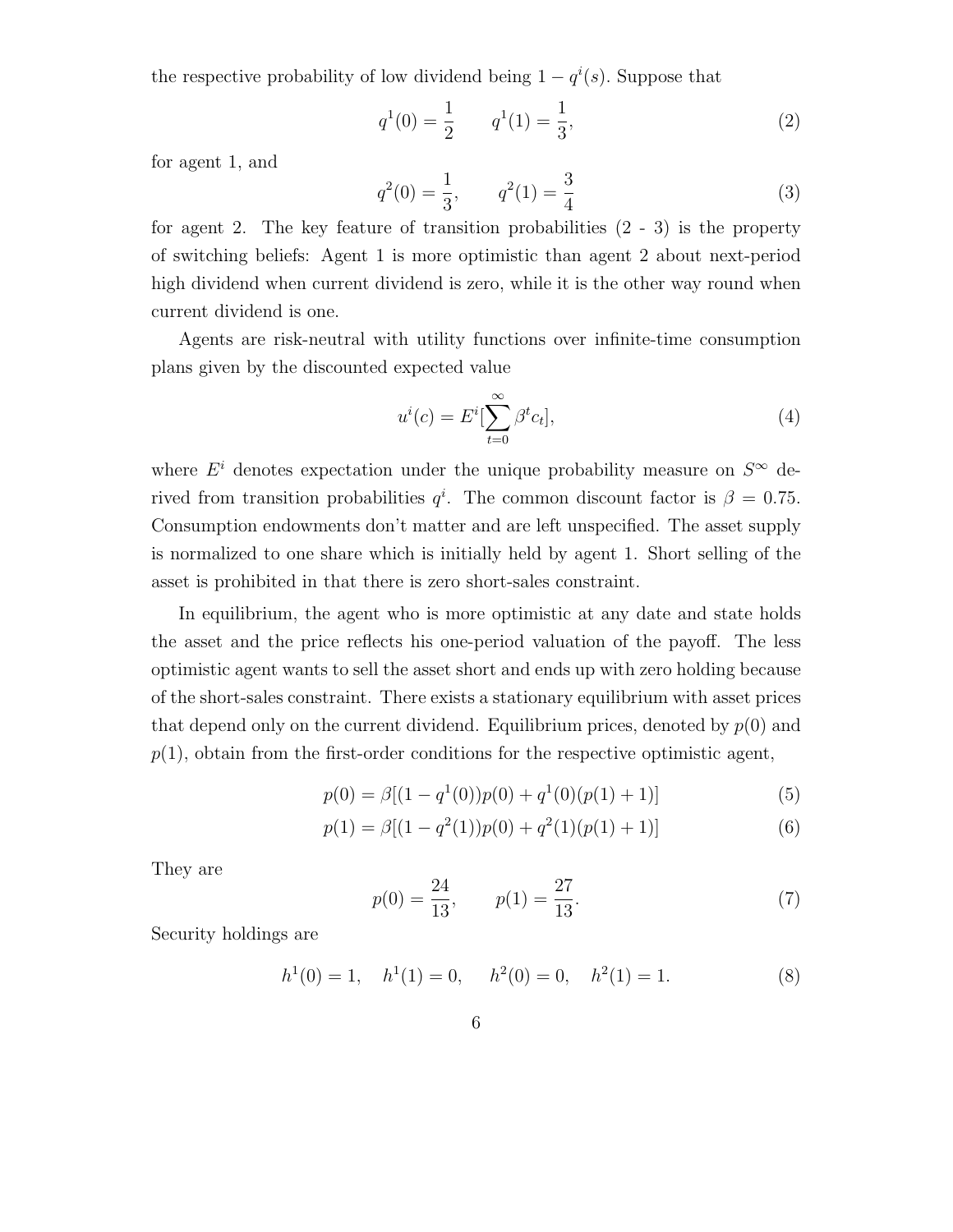the respective probability of low dividend being $1 - q^i(s)$. Suppose that

$$q^1(0) = \frac{1}{2} \qquad q^1(1) = \frac{1}{3}, \tag{2}$$

for agent 1, and

$$q^2(0) = \frac{1}{3}, \qquad q^2(1) = \frac{3}{4} \tag{3}$$

for agent 2. The key feature of transition probabilities (2 - 3) is the property of switching beliefs: Agent 1 is more optimistic than agent 2 about next-period high dividend when current dividend is zero, while it is the other way round when current dividend is one.

Agents are risk-neutral with utility functions over infinite-time consumption plans given by the discounted expected value

$$u^i(c) = E^i[\sum_{t=0}^{\infty} \beta^t c_t], \tag{4}$$

where $E^i$ denotes expectation under the unique probability measure on $S^\infty$ derived from transition probabilities $q^i$. The common discount factor is $\beta = 0.75$. Consumption endowments don't matter and are left unspecified. The asset supply is normalized to one share which is initially held by agent 1. Short selling of the asset is prohibited in that there is zero short-sales constraint.

In equilibrium, the agent who is more optimistic at any date and state holds the asset and the price reflects his one-period valuation of the payoff. The less optimistic agent wants to sell the asset short and ends up with zero holding because of the short-sales constraint. There exists a stationary equilibrium with asset prices that depend only on the current dividend. Equilibrium prices, denoted by $p(0)$ and $p(1)$, obtain from the first-order conditions for the respective optimistic agent,

$$p(0) = \beta[(1 - q^1(0))p(0) + q^1(0)(p(1) + 1)] \tag{5}$$

$$p(1) = \beta[(1 - q^2(1))p(0) + q^2(1)(p(1) + 1)] \tag{6}$$

They are

$$p(0) = \frac{24}{13}, \qquad p(1) = \frac{27}{13}. \tag{7}$$

Security holdings are

$$h^1(0) = 1, \quad h^1(1) = 0, \quad h^2(0) = 0, \quad h^2(1) = 1. \tag{8}$$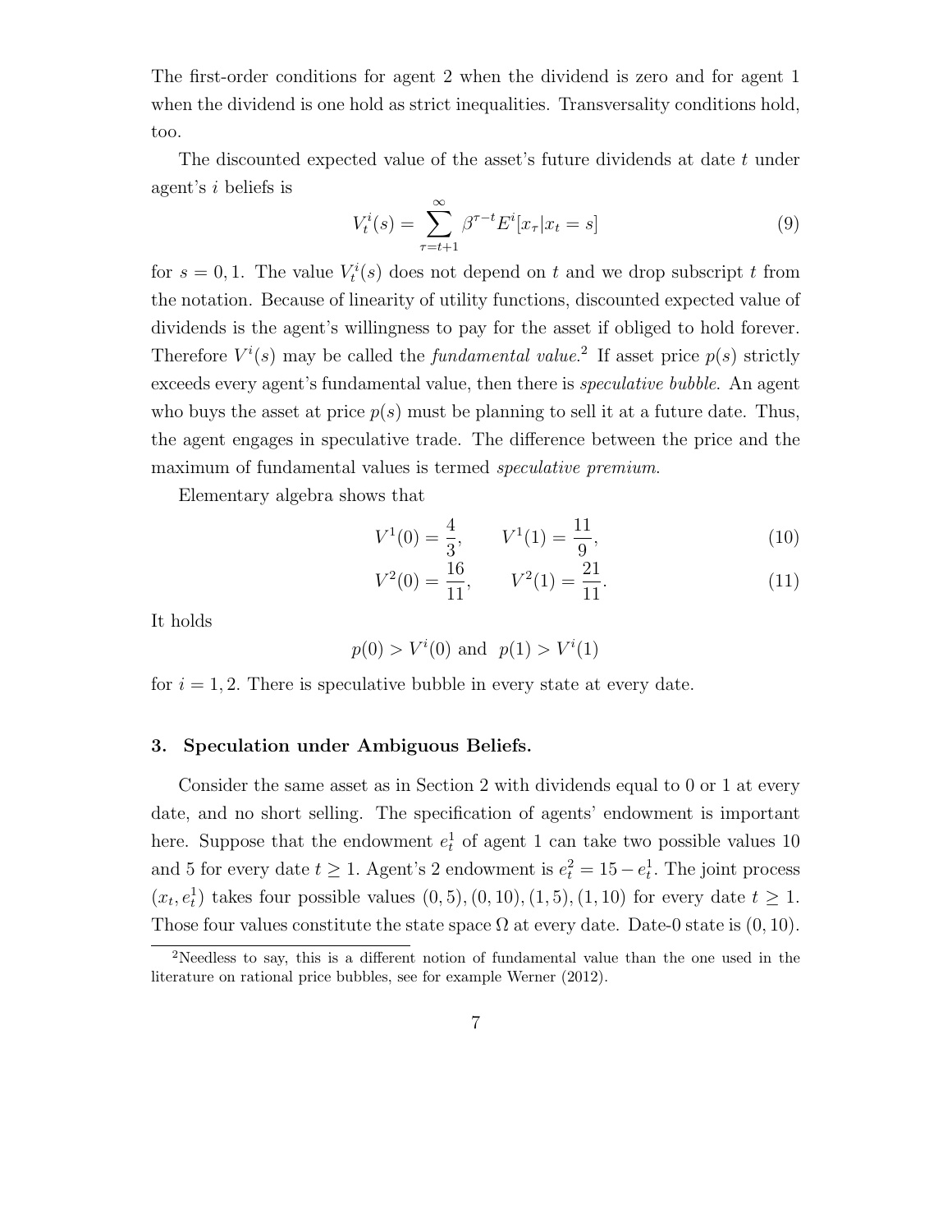The first-order conditions for agent 2 when the dividend is zero and for agent 1 when the dividend is one hold as strict inequalities. Transversality conditions hold, too.

The discounted expected value of the asset's future dividends at date $t$ under agent's $i$ beliefs is

$$V_t^i(s) = \sum_{\tau=t+1}^{\infty} \beta^{\tau-t} E^i[x_\tau | x_t = s] \tag{9}$$

for $s = 0, 1$. The value $V_t^i(s)$ does not depend on $t$ and we drop subscript $t$ from the notation. Because of linearity of utility functions, discounted expected value of dividends is the agent's willingness to pay for the asset if obliged to hold forever. Therefore $V^i(s)$ may be called the *fundamental value*.[2] If asset price $p(s)$ strictly exceeds every agent's fundamental value, then there is *speculative bubble*. An agent who buys the asset at price $p(s)$ must be planning to sell it at a future date. Thus, the agent engages in speculative trade. The difference between the price and the maximum of fundamental values is termed *speculative premium*.

Elementary algebra shows that

$$V^1(0) = \frac{4}{3}, \qquad V^1(1) = \frac{11}{9}, \tag{10}$$

$$V^2(0) = \frac{16}{11}, \qquad V^2(1) = \frac{21}{11}. \tag{11}$$

It holds

$$p(0) > V^i(0) \text{ and } \; p(1) > V^i(1)$$

for $i = 1, 2$. There is speculative bubble in every state at every date.

## 3. Speculation under Ambiguous Beliefs.

Consider the same asset as in Section 2 with dividends equal to 0 or 1 at every date, and no short selling. The specification of agents' endowment is important here. Suppose that the endowment $e_t^1$ of agent 1 can take two possible values 10 and 5 for every date $t \geq 1$. Agent's 2 endowment is $e_t^2 = 15 - e_t^1$. The joint process $(x_t, e_t^1)$ takes four possible values $(0, 5), (0, 10), (1, 5), (1, 10)$ for every date $t \geq 1$. Those four values constitute the state space $\Omega$ at every date. Date-0 state is $(0, 10)$.

[2] Needless to say, this is a different notion of fundamental value than the one used in the literature on rational price bubbles, see for example Werner (2012).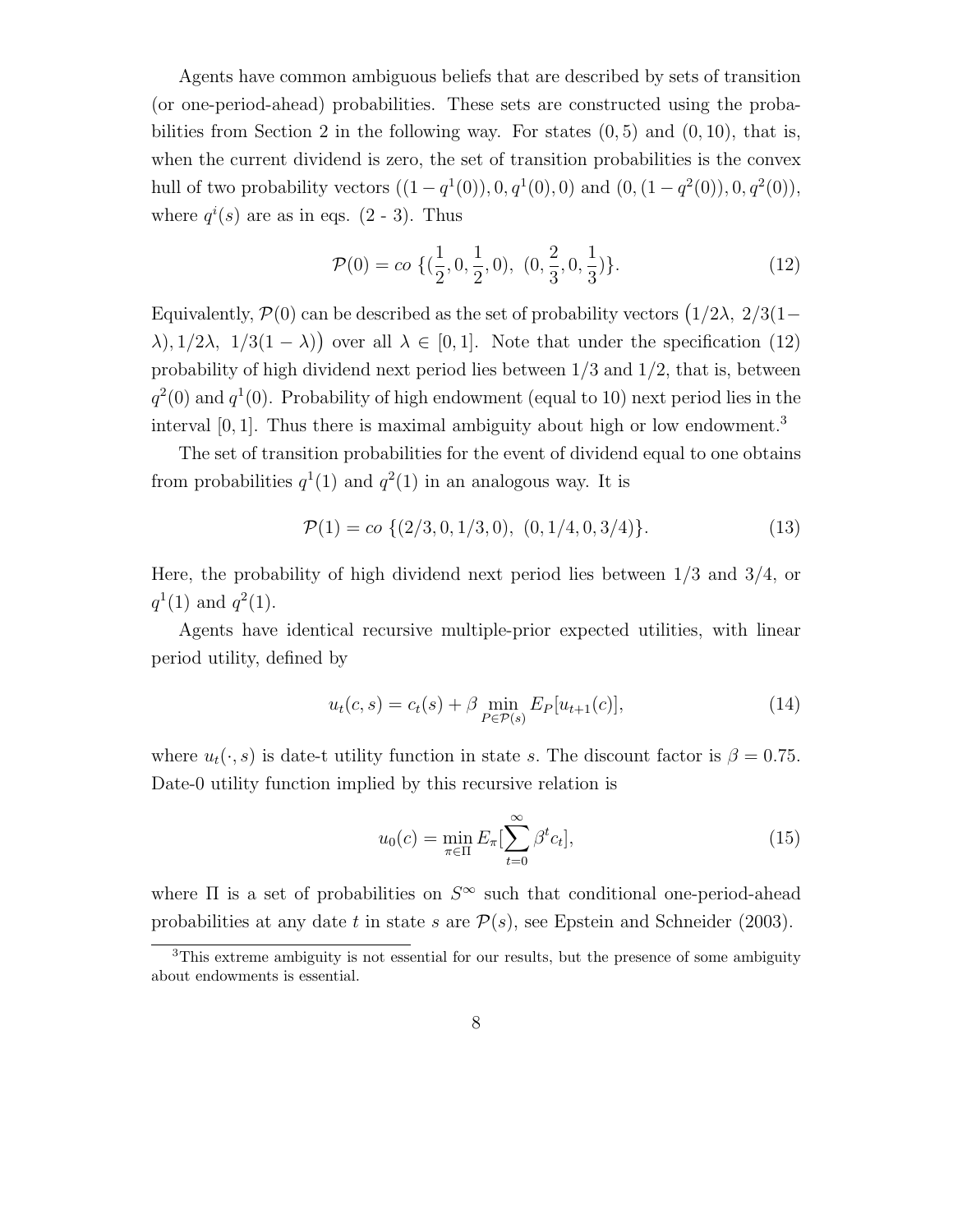Agents have common ambiguous beliefs that are described by sets of transition (or one-period-ahead) probabilities. These sets are constructed using the probabilities from Section 2 in the following way. For states $(0, 5)$ and $(0, 10)$, that is, when the current dividend is zero, the set of transition probabilities is the convex hull of two probability vectors $((1 - q^1(0)), 0, q^1(0), 0)$ and $(0, (1 - q^2(0)), 0, q^2(0))$, where $q^i(s)$ are as in eqs. (2 - 3). Thus

$$\mathcal{P}(0) = co \; \{(\frac{1}{2}, 0, \frac{1}{2}, 0), \; (0, \frac{2}{3}, 0, \frac{1}{3})\}. \tag{12}$$

Equivalently, $\mathcal{P}(0)$ can be described as the set of probability vectors $\big(1/2\lambda, \; 2/3(1 - \lambda), 1/2\lambda, \; 1/3(1 - \lambda)\big)$ over all $\lambda \in [0, 1]$. Note that under the specification (12) probability of high dividend next period lies between $1/3$ and $1/2$, that is, between $q^2(0)$ and $q^1(0)$. Probability of high endowment (equal to 10) next period lies in the interval $[0, 1]$. Thus there is maximal ambiguity about high or low endowment.[3]

The set of transition probabilities for the event of dividend equal to one obtains from probabilities $q^1(1)$ and $q^2(1)$ in an analogous way. It is

$$\mathcal{P}(1) = co \; \{(2/3, 0, 1/3, 0), \; (0, 1/4, 0, 3/4)\}. \tag{13}$$

Here, the probability of high dividend next period lies between $1/3$ and $3/4$, or $q^1(1)$ and $q^2(1)$.

Agents have identical recursive multiple-prior expected utilities, with linear period utility, defined by

$$u_t(c, s) = c_t(s) + \beta \min_{P \in \mathcal{P}(s)} E_P[u_{t+1}(c)], \tag{14}$$

where $u_t(\cdot, s)$ is date-t utility function in state $s$. The discount factor is $\beta = 0.75$. Date-0 utility function implied by this recursive relation is

$$u_0(c) = \min_{\pi \in \Pi} E_\pi[\sum_{t=0}^{\infty} \beta^t c_t], \tag{15}$$

where $\Pi$ is a set of probabilities on $S^\infty$ such that conditional one-period-ahead probabilities at any date $t$ in state $s$ are $\mathcal{P}(s)$, see Epstein and Schneider (2003).

[3] This extreme ambiguity is not essential for our results, but the presence of some ambiguity about endowments is essential.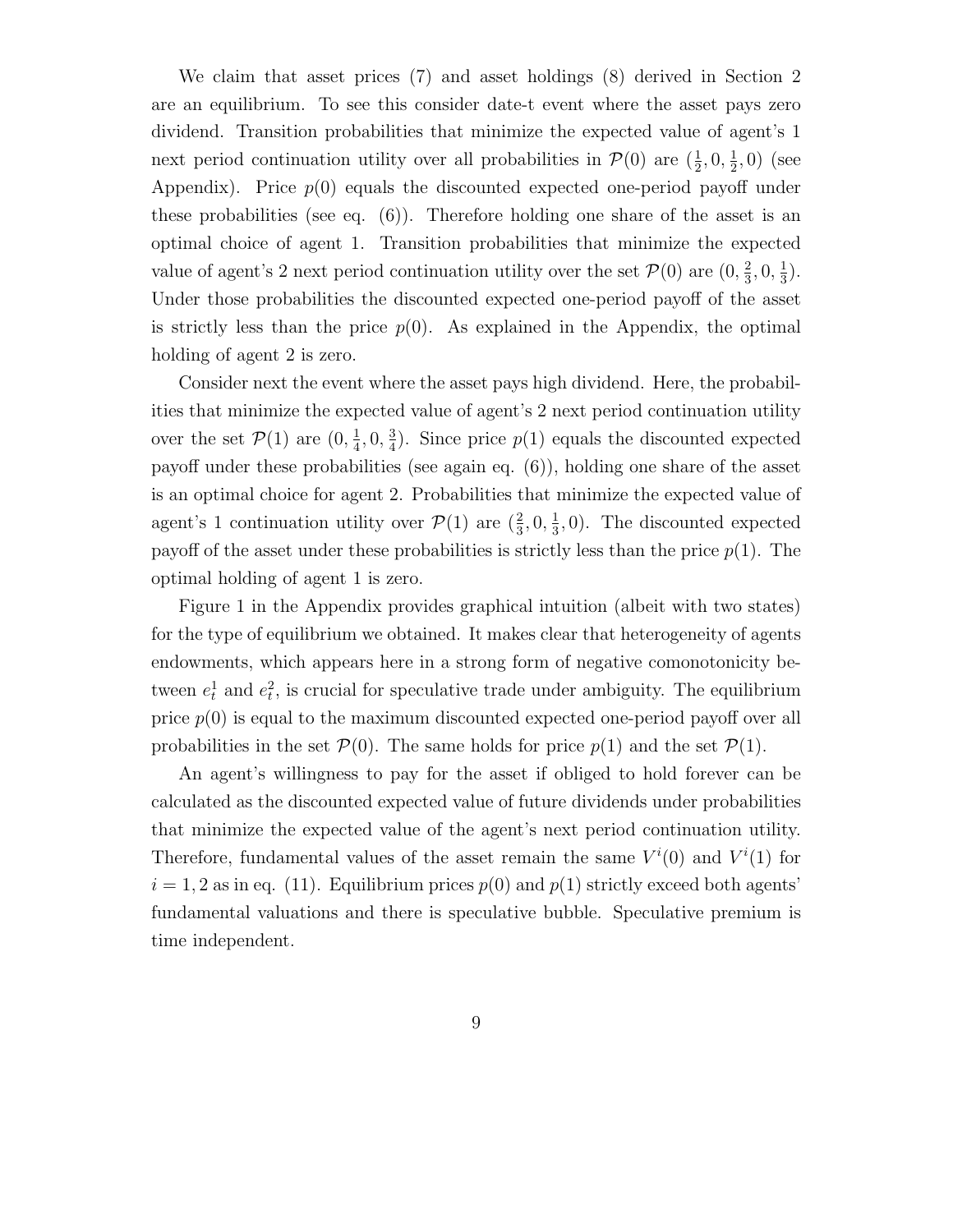We claim that asset prices (7) and asset holdings (8) derived in Section 2 are an equilibrium. To see this consider date-t event where the asset pays zero dividend. Transition probabilities that minimize the expected value of agent's 1 next period continuation utility over all probabilities in $\mathcal{P}(0)$ are $(\frac{1}{2}, 0, \frac{1}{2}, 0)$ (see Appendix). Price $p(0)$ equals the discounted expected one-period payoff under these probabilities (see eq. (6)). Therefore holding one share of the asset is an optimal choice of agent 1. Transition probabilities that minimize the expected value of agent's 2 next period continuation utility over the set $\mathcal{P}(0)$ are $(0, \frac{2}{3}, 0, \frac{1}{3})$. Under those probabilities the discounted expected one-period payoff of the asset is strictly less than the price $p(0)$. As explained in the Appendix, the optimal holding of agent 2 is zero.

Consider next the event where the asset pays high dividend. Here, the probabilities that minimize the expected value of agent's 2 next period continuation utility over the set $\mathcal{P}(1)$ are $(0, \frac{1}{4}, 0, \frac{3}{4})$. Since price $p(1)$ equals the discounted expected payoff under these probabilities (see again eq. (6)), holding one share of the asset is an optimal choice for agent 2. Probabilities that minimize the expected value of agent's 1 continuation utility over $\mathcal{P}(1)$ are $(\frac{2}{3}, 0, \frac{1}{3}, 0)$. The discounted expected payoff of the asset under these probabilities is strictly less than the price $p(1)$. The optimal holding of agent 1 is zero.

Figure 1 in the Appendix provides graphical intuition (albeit with two states) for the type of equilibrium we obtained. It makes clear that heterogeneity of agents endowments, which appears here in a strong form of negative comonotonicity between $e_t^1$ and $e_t^2$, is crucial for speculative trade under ambiguity. The equilibrium price $p(0)$ is equal to the maximum discounted expected one-period payoff over all probabilities in the set $\mathcal{P}(0)$. The same holds for price $p(1)$ and the set $\mathcal{P}(1)$.

An agent's willingness to pay for the asset if obliged to hold forever can be calculated as the discounted expected value of future dividends under probabilities that minimize the expected value of the agent's next period continuation utility. Therefore, fundamental values of the asset remain the same $V^i(0)$ and $V^i(1)$ for $i = 1, 2$ as in eq. (11). Equilibrium prices $p(0)$ and $p(1)$ strictly exceed both agents' fundamental valuations and there is speculative bubble. Speculative premium is time independent.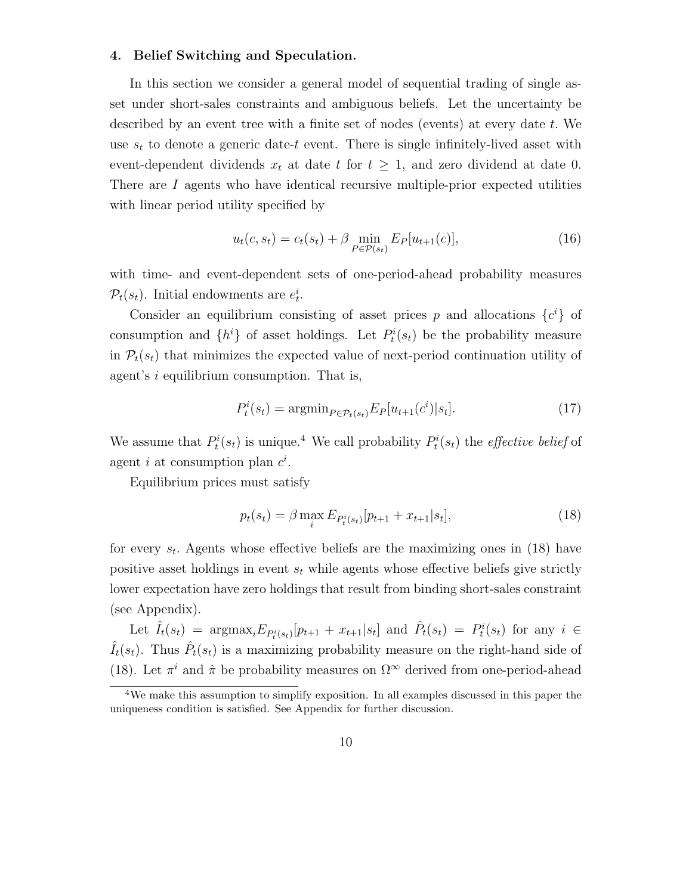### 4. Belief Switching and Speculation.

In this section we consider a general model of sequential trading of single asset under short-sales constraints and ambiguous beliefs. Let the uncertainty be described by an event tree with a finite set of nodes (events) at every date $t$. We use $s_t$ to denote a generic date-$t$ event. There is single infinitely-lived asset with event-dependent dividends $x_t$ at date $t$ for $t \geq 1$, and zero dividend at date 0. There are $I$ agents who have identical recursive multiple-prior expected utilities with linear period utility specified by

$$u_t(c, s_t) = c_t(s_t) + \beta \min_{P \in \mathcal{P}(s_t)} E_P[u_{t+1}(c)], \tag{16}$$

with time- and event-dependent sets of one-period-ahead probability measures $\mathcal{P}_t(s_t)$. Initial endowments are $e_t^i$.

Consider an equilibrium consisting of asset prices $p$ and allocations $\{c^i\}$ of consumption and $\{h^i\}$ of asset holdings. Let $P_t^i(s_t)$ be the probability measure in $\mathcal{P}_t(s_t)$ that minimizes the expected value of next-period continuation utility of agent's $i$ equilibrium consumption. That is,

$$P_t^i(s_t) = \mathrm{argmin}_{P \in \mathcal{P}_t(s_t)} E_P[u_{t+1}(c^i)|s_t]. \tag{17}$$

We assume that $P_t^i(s_t)$ is unique.[4] We call probability $P_t^i(s_t)$ the *effective belief* of agent $i$ at consumption plan $c^i$.

Equilibrium prices must satisfy

$$p_t(s_t) = \beta \max_i E_{P_t^i(s_t)}[p_{t+1} + x_{t+1}|s_t], \tag{18}$$

for every $s_t$. Agents whose effective beliefs are the maximizing ones in (18) have positive asset holdings in event $s_t$ while agents whose effective beliefs give strictly lower expectation have zero holdings that result from binding short-sales constraint (see Appendix).

Let $\hat{I}_t(s_t) = \mathrm{argmax}_i E_{P_t^i(s_t)}[p_{t+1} + x_{t+1}|s_t]$ and $\hat{P}_t(s_t) = P_t^i(s_t)$ for any $i \in \hat{I}_t(s_t)$. Thus $\hat{P}_t(s_t)$ is a maximizing probability measure on the right-hand side of (18). Let $\pi^i$ and $\hat{\pi}$ be probability measures on $\Omega^\infty$ derived from one-period-ahead

---

[4] We make this assumption to simplify exposition. In all examples discussed in this paper the uniqueness condition is satisfied. See Appendix for further discussion.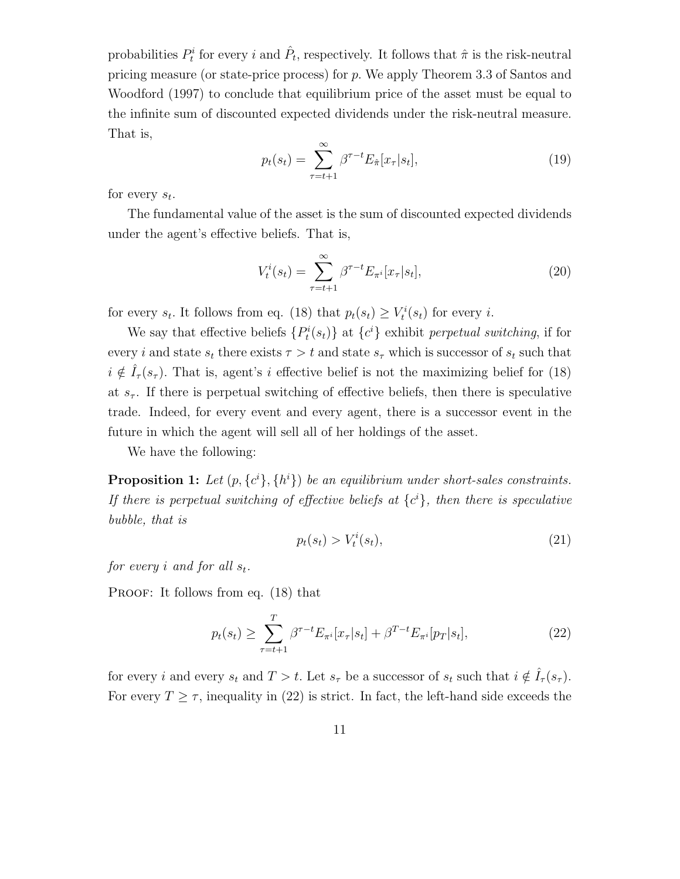probabilities $P_t^i$ for every $i$ and $\hat{P}_t$, respectively. It follows that $\hat{\pi}$ is the risk-neutral pricing measure (or state-price process) for $p$. We apply Theorem 3.3 of Santos and Woodford (1997) to conclude that equilibrium price of the asset must be equal to the infinite sum of discounted expected dividends under the risk-neutral measure. That is,

$$p_t(s_t) = \sum_{\tau=t+1}^{\infty} \beta^{\tau-t} E_{\hat{\pi}}[x_\tau | s_t], \tag{19}$$

for every $s_t$.

The fundamental value of the asset is the sum of discounted expected dividends under the agent's effective beliefs. That is,

$$V_t^i(s_t) = \sum_{\tau=t+1}^{\infty} \beta^{\tau-t} E_{\pi^i}[x_\tau | s_t], \tag{20}$$

for every $s_t$. It follows from eq. (18) that $p_t(s_t) \geq V_t^i(s_t)$ for every $i$.

We say that effective beliefs $\{P_t^i(s_t)\}$ at $\{c^i\}$ exhibit *perpetual switching*, if for every $i$ and state $s_t$ there exists $\tau > t$ and state $s_\tau$ which is successor of $s_t$ such that $i \notin \hat{I}_\tau(s_\tau)$. That is, agent's $i$ effective belief is not the maximizing belief for (18) at $s_\tau$. If there is perpetual switching of effective beliefs, then there is speculative trade. Indeed, for every event and every agent, there is a successor event in the future in which the agent will sell all of her holdings of the asset.

We have the following:

**Proposition 1:** *Let $(p, \{c^i\}, \{h^i\})$ be an equilibrium under short-sales constraints. If there is perpetual switching of effective beliefs at $\{c^i\}$, then there is speculative bubble, that is*

$$p_t(s_t) > V_t^i(s_t), \tag{21}$$

*for every $i$ and for all $s_t$.*

PROOF: It follows from eq. (18) that

$$p_t(s_t) \geq \sum_{\tau=t+1}^{T} \beta^{\tau-t} E_{\pi^i}[x_\tau | s_t] + \beta^{T-t} E_{\pi^i}[p_T | s_t], \tag{22}$$

for every $i$ and every $s_t$ and $T > t$. Let $s_\tau$ be a successor of $s_t$ such that $i \notin \hat{I}_\tau(s_\tau)$. For every $T \geq \tau$, inequality in (22) is strict. In fact, the left-hand side exceeds the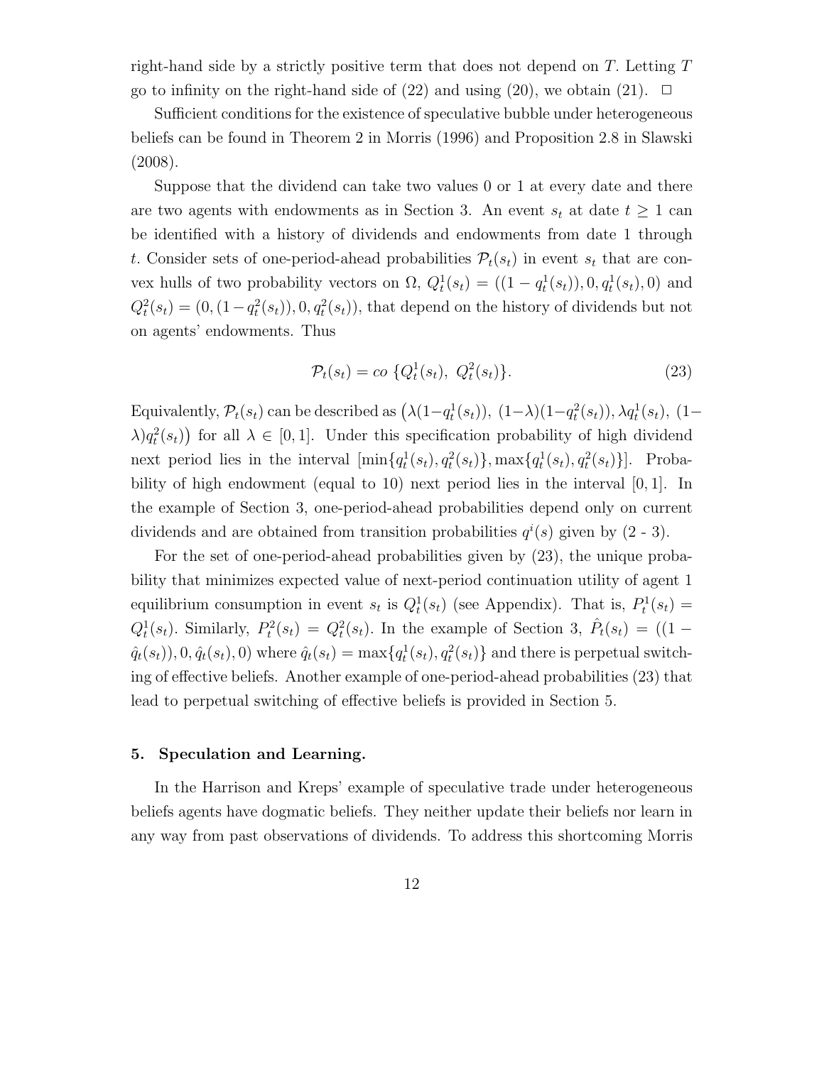right-hand side by a strictly positive term that does not depend on $T$. Letting $T$ go to infinity on the right-hand side of (22) and using (20), we obtain (21). $\square$

Sufficient conditions for the existence of speculative bubble under heterogeneous beliefs can be found in Theorem 2 in Morris (1996) and Proposition 2.8 in Slawski (2008).

Suppose that the dividend can take two values 0 or 1 at every date and there are two agents with endowments as in Section 3. An event $s_t$ at date $t \geq 1$ can be identified with a history of dividends and endowments from date 1 through $t$. Consider sets of one-period-ahead probabilities $\mathcal{P}_t(s_t)$ in event $s_t$ that are convex hulls of two probability vectors on $\Omega$, $Q_t^1(s_t) = ((1 - q_t^1(s_t)), 0, q_t^1(s_t), 0)$ and $Q_t^2(s_t) = (0, (1 - q_t^2(s_t)), 0, q_t^2(s_t))$, that depend on the history of dividends but not on agents' endowments. Thus

$$\mathcal{P}_t(s_t) = co \; \{Q_t^1(s_t), \; Q_t^2(s_t)\}. \tag{23}$$

Equivalently, $\mathcal{P}_t(s_t)$ can be described as $\big(\lambda(1-q_t^1(s_t)), \; (1-\lambda)(1-q_t^2(s_t)), \lambda q_t^1(s_t), \; (1-\lambda)q_t^2(s_t)\big)$ for all $\lambda \in [0, 1]$. Under this specification probability of high dividend next period lies in the interval $[\min\{q_t^1(s_t), q_t^2(s_t)\}, \max\{q_t^1(s_t), q_t^2(s_t)\}]$. Probability of high endowment (equal to 10) next period lies in the interval $[0, 1]$. In the example of Section 3, one-period-ahead probabilities depend only on current dividends and are obtained from transition probabilities $q^i(s)$ given by (2 - 3).

For the set of one-period-ahead probabilities given by (23), the unique probability that minimizes expected value of next-period continuation utility of agent 1 equilibrium consumption in event $s_t$ is $Q_t^1(s_t)$ (see Appendix). That is, $P_t^1(s_t) = Q_t^1(s_t)$. Similarly, $P_t^2(s_t) = Q_t^2(s_t)$. In the example of Section 3, $\hat{P}_t(s_t) = ((1 - \hat{q}_t(s_t)), 0, \hat{q}_t(s_t), 0)$ where $\hat{q}_t(s_t) = \max\{q_t^1(s_t), q_t^2(s_t)\}$ and there is perpetual switching of effective beliefs. Another example of one-period-ahead probabilities (23) that lead to perpetual switching of effective beliefs is provided in Section 5.

## 5. Speculation and Learning.

In the Harrison and Kreps' example of speculative trade under heterogeneous beliefs agents have dogmatic beliefs. They neither update their beliefs nor learn in any way from past observations of dividends. To address this shortcoming Morris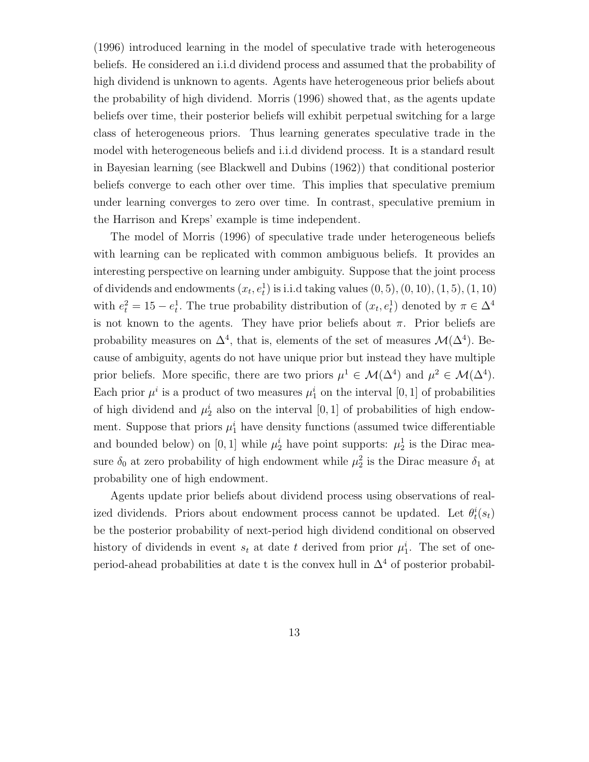(1996) introduced learning in the model of speculative trade with heterogeneous beliefs. He considered an i.i.d dividend process and assumed that the probability of high dividend is unknown to agents. Agents have heterogeneous prior beliefs about the probability of high dividend. Morris (1996) showed that, as the agents update beliefs over time, their posterior beliefs will exhibit perpetual switching for a large class of heterogeneous priors. Thus learning generates speculative trade in the model with heterogeneous beliefs and i.i.d dividend process. It is a standard result in Bayesian learning (see Blackwell and Dubins (1962)) that conditional posterior beliefs converge to each other over time. This implies that speculative premium under learning converges to zero over time. In contrast, speculative premium in the Harrison and Kreps' example is time independent.

The model of Morris (1996) of speculative trade under heterogeneous beliefs with learning can be replicated with common ambiguous beliefs. It provides an interesting perspective on learning under ambiguity. Suppose that the joint process of dividends and endowments $(x_t, e_t^1)$ is i.i.d taking values $(0, 5), (0, 10), (1, 5), (1, 10)$ with $e_t^2 = 15 - e_t^1$. The true probability distribution of $(x_t, e_t^1)$ denoted by $\pi \in \Delta^4$ is not known to the agents. They have prior beliefs about $\pi$. Prior beliefs are probability measures on $\Delta^4$, that is, elements of the set of measures $\mathcal{M}(\Delta^4)$. Because of ambiguity, agents do not have unique prior but instead they have multiple prior beliefs. More specific, there are two priors $\mu^1 \in \mathcal{M}(\Delta^4)$ and $\mu^2 \in \mathcal{M}(\Delta^4)$. Each prior $\mu^i$ is a product of two measures $\mu_1^i$ on the interval $[0, 1]$ of probabilities of high dividend and $\mu_2^i$ also on the interval $[0, 1]$ of probabilities of high endowment. Suppose that priors $\mu_1^i$ have density functions (assumed twice differentiable and bounded below) on $[0, 1]$ while $\mu_2^i$ have point supports: $\mu_2^1$ is the Dirac measure $\delta_0$ at zero probability of high endowment while $\mu_2^2$ is the Dirac measure $\delta_1$ at probability one of high endowment.

Agents update prior beliefs about dividend process using observations of realized dividends. Priors about endowment process cannot be updated. Let $\theta_t^i(s_t)$ be the posterior probability of next-period high dividend conditional on observed history of dividends in event $s_t$ at date $t$ derived from prior $\mu_1^i$. The set of one-period-ahead probabilities at date t is the convex hull in $\Delta^4$ of posterior probabil-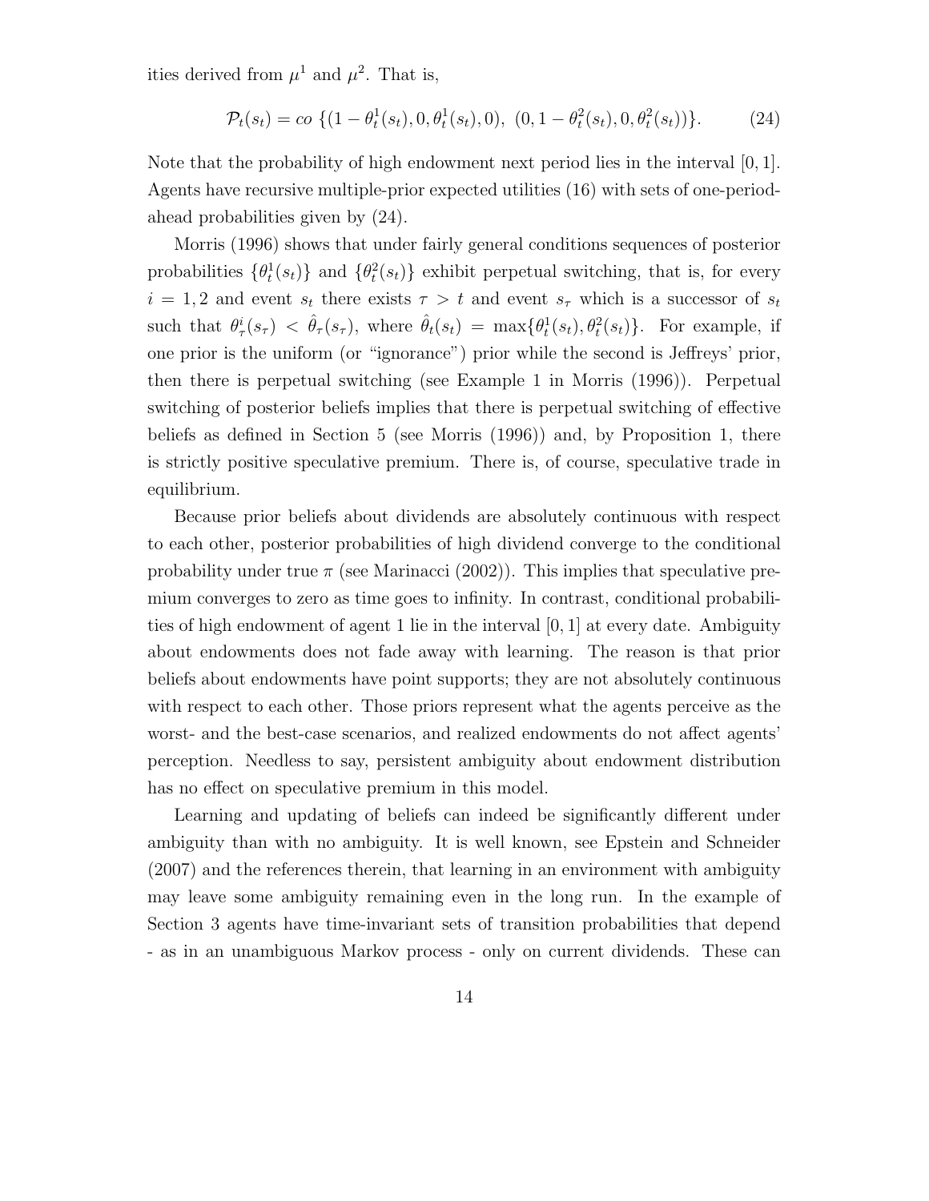ities derived from $\mu^1$ and $\mu^2$. That is,

$$\mathcal{P}_t(s_t) = co \ \{(1-\theta^1_t(s_t), 0, \theta^1_t(s_t), 0), \ (0, 1-\theta^2_t(s_t), 0, \theta^2_t(s_t))\}. \tag{24}$$

Note that the probability of high endowment next period lies in the interval $[0,1]$. Agents have recursive multiple-prior expected utilities (16) with sets of one-period-ahead probabilities given by (24).

Morris (1996) shows that under fairly general conditions sequences of posterior probabilities $\{\theta^1_t(s_t)\}$ and $\{\theta^2_t(s_t)\}$ exhibit perpetual switching, that is, for every $i = 1, 2$ and event $s_t$ there exists $\tau > t$ and event $s_\tau$ which is a successor of $s_t$ such that $\theta^i_\tau(s_\tau) < \hat{\theta}_\tau(s_\tau)$, where $\hat{\theta}_t(s_t) = \max\{\theta^1_t(s_t), \theta^2_t(s_t)\}$. For example, if one prior is the uniform (or "ignorance") prior while the second is Jeffreys' prior, then there is perpetual switching (see Example 1 in Morris (1996)). Perpetual switching of posterior beliefs implies that there is perpetual switching of effective beliefs as defined in Section 5 (see Morris (1996)) and, by Proposition 1, there is strictly positive speculative premium. There is, of course, speculative trade in equilibrium.

Because prior beliefs about dividends are absolutely continuous with respect to each other, posterior probabilities of high dividend converge to the conditional probability under true $\pi$ (see Marinacci (2002)). This implies that speculative premium converges to zero as time goes to infinity. In contrast, conditional probabilities of high endowment of agent 1 lie in the interval $[0,1]$ at every date. Ambiguity about endowments does not fade away with learning. The reason is that prior beliefs about endowments have point supports; they are not absolutely continuous with respect to each other. Those priors represent what the agents perceive as the worst- and the best-case scenarios, and realized endowments do not affect agents' perception. Needless to say, persistent ambiguity about endowment distribution has no effect on speculative premium in this model.

Learning and updating of beliefs can indeed be significantly different under ambiguity than with no ambiguity. It is well known, see Epstein and Schneider (2007) and the references therein, that learning in an environment with ambiguity may leave some ambiguity remaining even in the long run. In the example of Section 3 agents have time-invariant sets of transition probabilities that depend - as in an unambiguous Markov process - only on current dividends. These can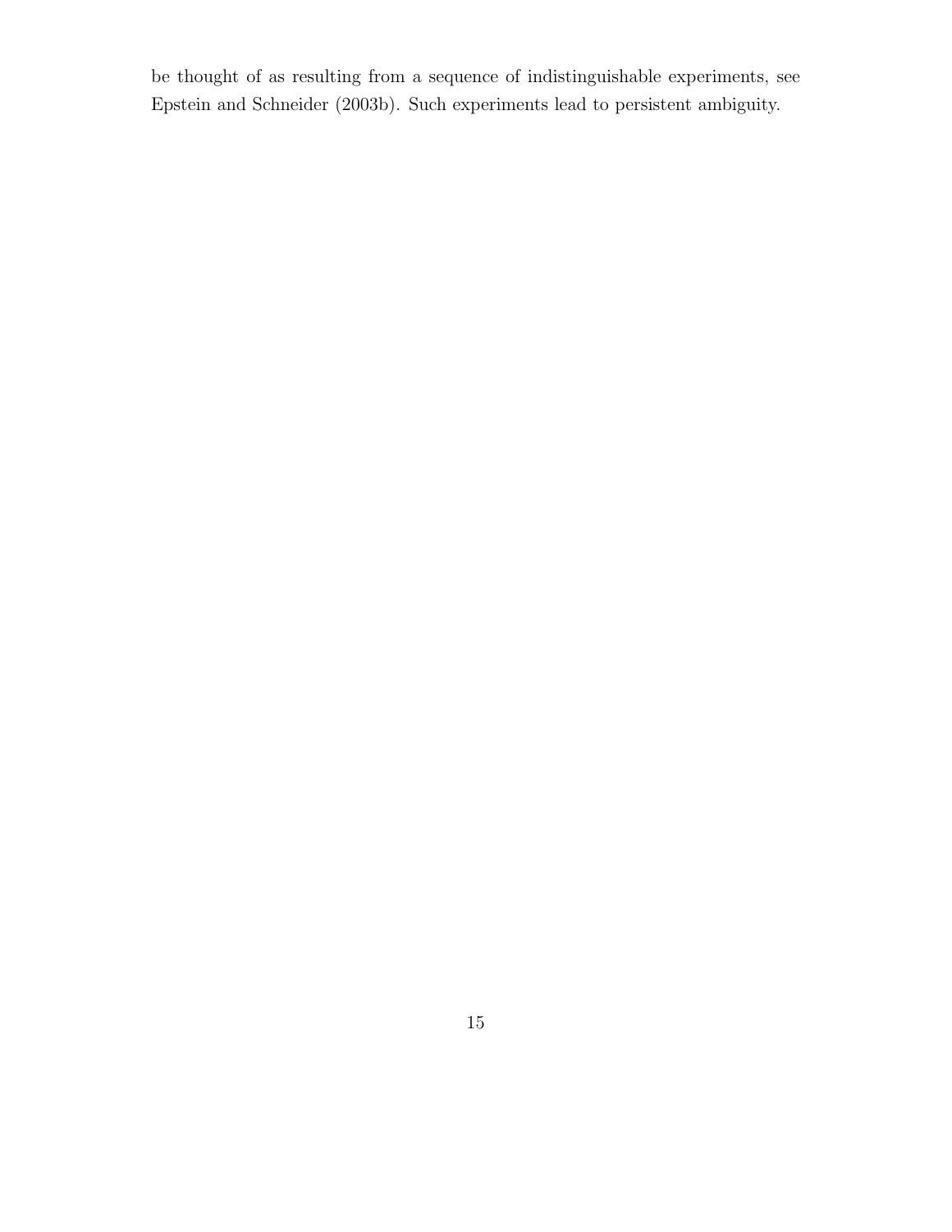be thought of as resulting from a sequence of indistinguishable experiments, see Epstein and Schneider (2003b). Such experiments lead to persistent ambiguity.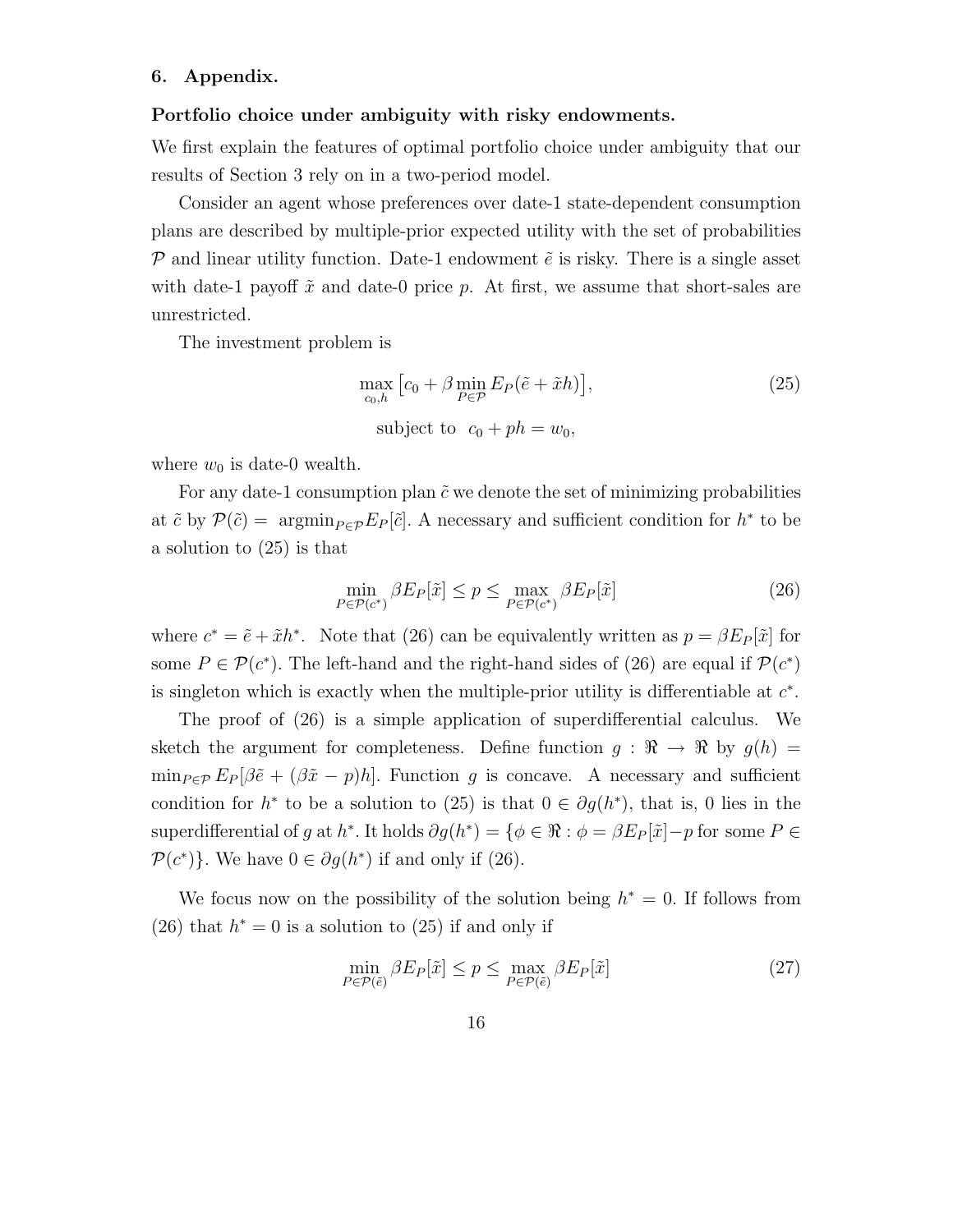## 6. Appendix.

**Portfolio choice under ambiguity with risky endowments.**

We first explain the features of optimal portfolio choice under ambiguity that our results of Section 3 rely on in a two-period model.

Consider an agent whose preferences over date-1 state-dependent consumption plans are described by multiple-prior expected utility with the set of probabilities $\mathcal{P}$ and linear utility function. Date-1 endowment $\tilde{e}$ is risky. There is a single asset with date-1 payoff $\tilde{x}$ and date-0 price $p$. At first, we assume that short-sales are unrestricted.

The investment problem is

$$\max_{c_0, h} \left[ c_0 + \beta \min_{P \in \mathcal{P}} E_P(\tilde{e} + \tilde{x}h) \right], \tag{25}$$

$$\text{subject to } \; c_0 + ph = w_0,$$

where $w_0$ is date-0 wealth.

For any date-1 consumption plan $\tilde{c}$ we denote the set of minimizing probabilities at $\tilde{c}$ by $\mathcal{P}(\tilde{c}) = \operatorname{argmin}_{P \in \mathcal{P}} E_P[\tilde{c}]$. A necessary and sufficient condition for $h^*$ to be a solution to (25) is that

$$\min_{P \in \mathcal{P}(c^*)} \beta E_P[\tilde{x}] \leq p \leq \max_{P \in \mathcal{P}(c^*)} \beta E_P[\tilde{x}] \tag{26}$$

where $c^* = \tilde{e} + \tilde{x}h^*$. Note that (26) can be equivalently written as $p = \beta E_P[\tilde{x}]$ for some $P \in \mathcal{P}(c^*)$. The left-hand and the right-hand sides of (26) are equal if $\mathcal{P}(c^*)$ is singleton which is exactly when the multiple-prior utility is differentiable at $c^*$.

The proof of (26) is a simple application of superdifferential calculus. We sketch the argument for completeness. Define function $g : \Re \to \Re$ by $g(h) = \min_{P \in \mathcal{P}} E_P[\beta \tilde{e} + (\beta \tilde{x} - p)h]$. Function $g$ is concave. A necessary and sufficient condition for $h^*$ to be a solution to (25) is that $0 \in \partial g(h^*)$, that is, 0 lies in the superdifferential of $g$ at $h^*$. It holds $\partial g(h^*) = \{\phi \in \Re : \phi = \beta E_P[\tilde{x}] - p \text{ for some } P \in \mathcal{P}(c^*)\}$. We have $0 \in \partial g(h^*)$ if and only if (26).

We focus now on the possibility of the solution being $h^* = 0$. If follows from (26) that $h^* = 0$ is a solution to (25) if and only if

$$\min_{P \in \mathcal{P}(\tilde{e})} \beta E_P[\tilde{x}] \leq p \leq \max_{P \in \mathcal{P}(\tilde{e})} \beta E_P[\tilde{x}] \tag{27}$$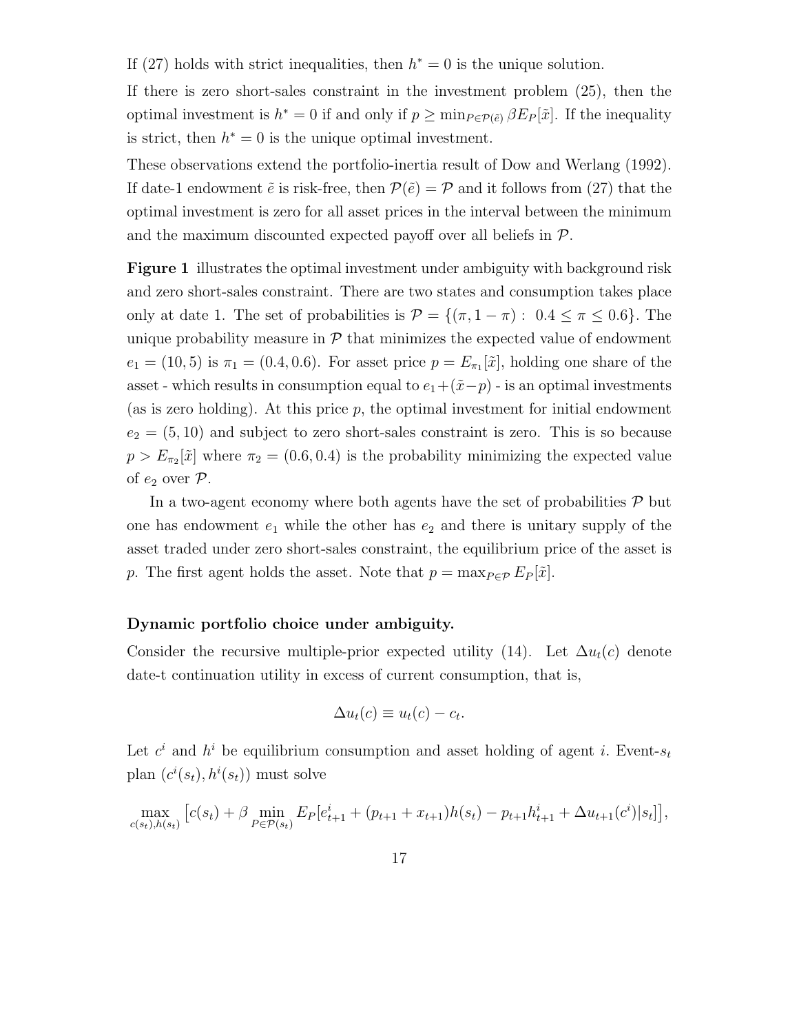If (27) holds with strict inequalities, then $h^* = 0$ is the unique solution.

If there is zero short-sales constraint in the investment problem (25), then the optimal investment is $h^* = 0$ if and only if $p \geq \min_{P \in \mathcal{P}(\tilde{e})} \beta E_P[\tilde{x}]$. If the inequality is strict, then $h^* = 0$ is the unique optimal investment.

These observations extend the portfolio-inertia result of Dow and Werlang (1992). If date-1 endowment $\tilde{e}$ is risk-free, then $\mathcal{P}(\tilde{e}) = \mathcal{P}$ and it follows from (27) that the optimal investment is zero for all asset prices in the interval between the minimum and the maximum discounted expected payoff over all beliefs in $\mathcal{P}$.

**Figure 1** illustrates the optimal investment under ambiguity with background risk and zero short-sales constraint. There are two states and consumption takes place only at date 1. The set of probabilities is $\mathcal{P} = \{(\pi, 1 - \pi) : \ 0.4 \leq \pi \leq 0.6\}$. The unique probability measure in $\mathcal{P}$ that minimizes the expected value of endowment $e_1 = (10, 5)$ is $\pi_1 = (0.4, 0.6)$. For asset price $p = E_{\pi_1}[\tilde{x}]$, holding one share of the asset - which results in consumption equal to $e_1 + (\tilde{x} - p)$ - is an optimal investments (as is zero holding). At this price $p$, the optimal investment for initial endowment $e_2 = (5, 10)$ and subject to zero short-sales constraint is zero. This is so because $p > E_{\pi_2}[\tilde{x}]$ where $\pi_2 = (0.6, 0.4)$ is the probability minimizing the expected value of $e_2$ over $\mathcal{P}$.

In a two-agent economy where both agents have the set of probabilities $\mathcal{P}$ but one has endowment $e_1$ while the other has $e_2$ and there is unitary supply of the asset traded under zero short-sales constraint, the equilibrium price of the asset is $p$. The first agent holds the asset. Note that $p = \max_{P \in \mathcal{P}} E_P[\tilde{x}]$.

**Dynamic portfolio choice under ambiguity.**

Consider the recursive multiple-prior expected utility (14). Let $\Delta u_t(c)$ denote date-t continuation utility in excess of current consumption, that is,

$$\Delta u_t(c) \equiv u_t(c) - c_t.$$

Let $c^i$ and $h^i$ be equilibrium consumption and asset holding of agent $i$. Event-$s_t$ plan $(c^i(s_t), h^i(s_t))$ must solve

$$\max_{c(s_t), h(s_t)} \left[ c(s_t) + \beta \min_{P \in \mathcal{P}(s_t)} E_P[e^i_{t+1} + (p_{t+1} + x_{t+1})h(s_t) - p_{t+1}h^i_{t+1} + \Delta u_{t+1}(c^i)|s_t] \right],$$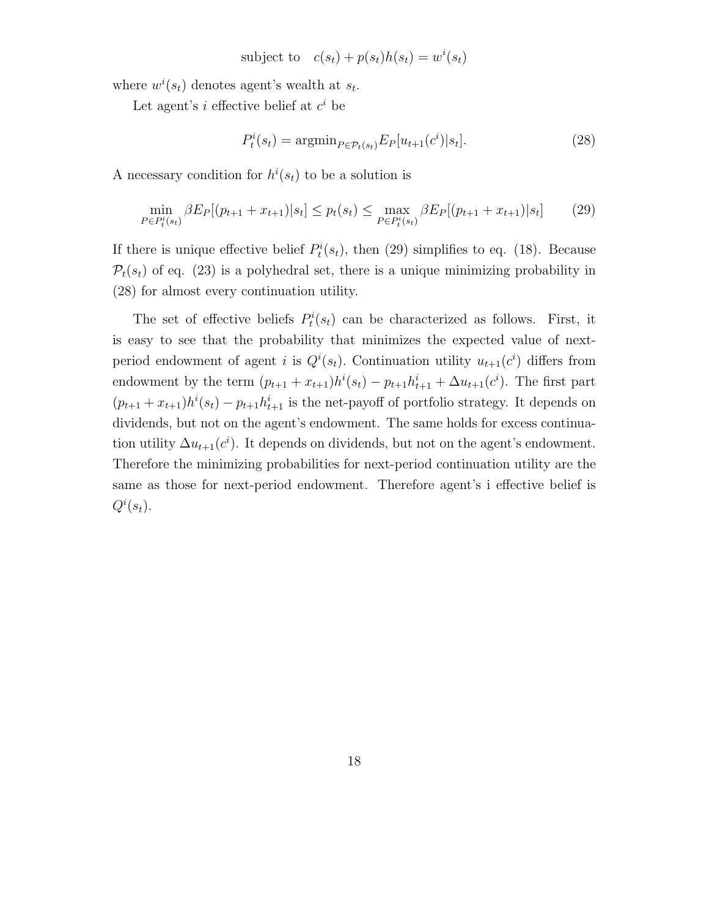$$\text{subject to} \quad c(s_t) + p(s_t)h(s_t) = w^i(s_t)$$

where $w^i(s_t)$ denotes agent's wealth at $s_t$.

Let agent's $i$ effective belief at $c^i$ be

$$P_t^i(s_t) = \text{argmin}_{P \in \mathcal{P}_t(s_t)} E_P[u_{t+1}(c^i)|s_t]. \tag{28}$$

A necessary condition for $h^i(s_t)$ to be a solution is

$$\min_{P \in P_t^i(s_t)} \beta E_P[(p_{t+1} + x_{t+1})|s_t] \leq p_t(s_t) \leq \max_{P \in P_t^i(s_t)} \beta E_P[(p_{t+1} + x_{t+1})|s_t] \tag{29}$$

If there is unique effective belief $P_t^i(s_t)$, then (29) simplifies to eq. (18). Because $\mathcal{P}_t(s_t)$ of eq. (23) is a polyhedral set, there is a unique minimizing probability in (28) for almost every continuation utility.

The set of effective beliefs $P_t^i(s_t)$ can be characterized as follows. First, it is easy to see that the probability that minimizes the expected value of next-period endowment of agent $i$ is $Q^i(s_t)$. Continuation utility $u_{t+1}(c^i)$ differs from endowment by the term $(p_{t+1} + x_{t+1})h^i(s_t) - p_{t+1}h^i_{t+1} + \Delta u_{t+1}(c^i)$. The first part $(p_{t+1} + x_{t+1})h^i(s_t) - p_{t+1}h^i_{t+1}$ is the net-payoff of portfolio strategy. It depends on dividends, but not on the agent's endowment. The same holds for excess continuation utility $\Delta u_{t+1}(c^i)$. It depends on dividends, but not on the agent's endowment. Therefore the minimizing probabilities for next-period continuation utility are the same as those for next-period endowment. Therefore agent's i effective belief is $Q^i(s_t)$.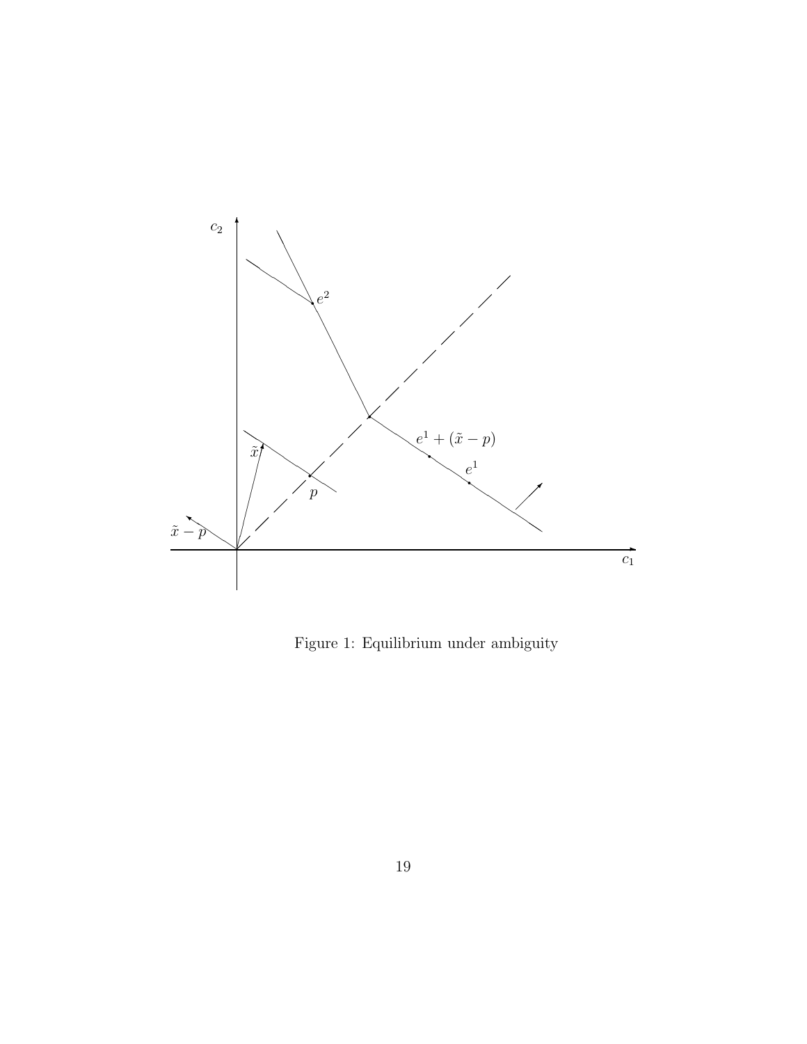Figure 1: Equilibrium under ambiguity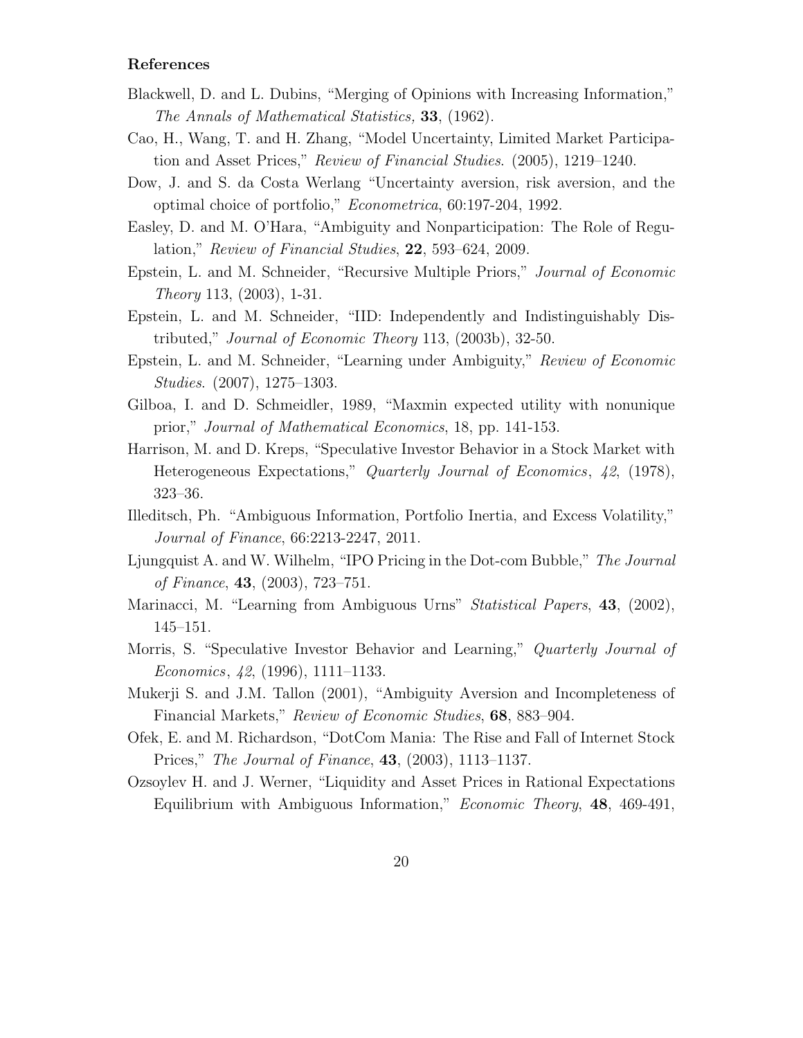### References

Blackwell, D. and L. Dubins, "Merging of Opinions with Increasing Information," *The Annals of Mathematical Statistics,* **33**, (1962).

Cao, H., Wang, T. and H. Zhang, "Model Uncertainty, Limited Market Participation and Asset Prices," *Review of Financial Studies*. (2005), 1219–1240.

Dow, J. and S. da Costa Werlang "Uncertainty aversion, risk aversion, and the optimal choice of portfolio," *Econometrica*, 60:197-204, 1992.

Easley, D. and M. O'Hara, "Ambiguity and Nonparticipation: The Role of Regulation," *Review of Financial Studies*, **22**, 593–624, 2009.

Epstein, L. and M. Schneider, "Recursive Multiple Priors," *Journal of Economic Theory* 113, (2003), 1-31.

Epstein, L. and M. Schneider, "IID: Independently and Indistinguishably Distributed," *Journal of Economic Theory* 113, (2003b), 32-50.

Epstein, L. and M. Schneider, "Learning under Ambiguity," *Review of Economic Studies*. (2007), 1275–1303.

Gilboa, I. and D. Schmeidler, 1989, "Maxmin expected utility with nonunique prior," *Journal of Mathematical Economics*, 18, pp. 141-153.

Harrison, M. and D. Kreps, "Speculative Investor Behavior in a Stock Market with Heterogeneous Expectations," *Quarterly Journal of Economics*, *42*, (1978), 323–36.

Illeditsch, Ph. "Ambiguous Information, Portfolio Inertia, and Excess Volatility," *Journal of Finance*, 66:2213-2247, 2011.

Ljungquist A. and W. Wilhelm, "IPO Pricing in the Dot-com Bubble," *The Journal of Finance*, **43**, (2003), 723–751.

Marinacci, M. "Learning from Ambiguous Urns" *Statistical Papers*, **43**, (2002), 145–151.

Morris, S. "Speculative Investor Behavior and Learning," *Quarterly Journal of Economics*, *42*, (1996), 1111–1133.

Mukerji S. and J.M. Tallon (2001), "Ambiguity Aversion and Incompleteness of Financial Markets," *Review of Economic Studies*, **68**, 883–904.

Ofek, E. and M. Richardson, "DotCom Mania: The Rise and Fall of Internet Stock Prices," *The Journal of Finance*, **43**, (2003), 1113–1137.

Ozsoylev H. and J. Werner, "Liquidity and Asset Prices in Rational Expectations Equilibrium with Ambiguous Information," *Economic Theory*, **48**, 469-491,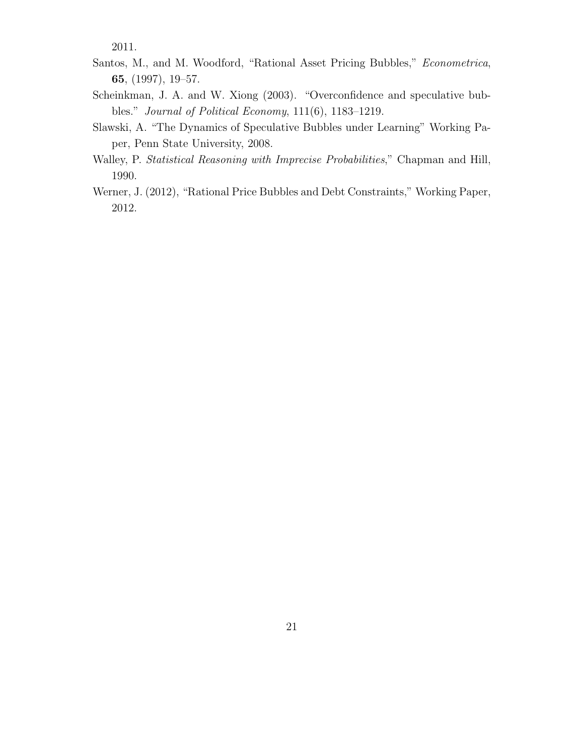2011.

Santos, M., and M. Woodford, "Rational Asset Pricing Bubbles," *Econometrica*, **65**, (1997), 19–57.

Scheinkman, J. A. and W. Xiong (2003). "Overconfidence and speculative bubbles." *Journal of Political Economy*, 111(6), 1183–1219.

Slawski, A. "The Dynamics of Speculative Bubbles under Learning" Working Paper, Penn State University, 2008.

Walley, P. *Statistical Reasoning with Imprecise Probabilities*," Chapman and Hill, 1990.

Werner, J. (2012), "Rational Price Bubbles and Debt Constraints," Working Paper, 2012.